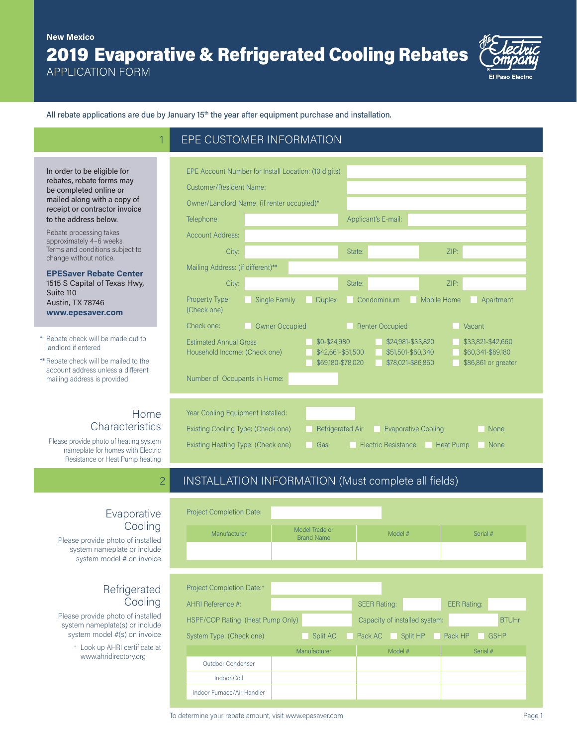New Mexico

# 2019 Evaporative & Refrigerated Cooling Rebates

APPLICATION FORM

The Electric Company
El Paso Electric

All rebate applications are due by January 15th the year after equipment purchase and installation.

## 1 EPE CUSTOMER INFORMATION

**In order to be eligible for rebates, rebate forms may be completed online or mailed along with a copy of receipt or contractor invoice to the address below.**

Rebate processing takes approximately 4–6 weeks. Terms and conditions subject to change without notice.

**EPESaver Rebate Center**
1515 S Capital of Texas Hwy, Suite 110
Austin, TX 78746
**www.epesaver.com**

\* Rebate check will be made out to landlord if entered

\*\* Rebate check will be mailed to the account address unless a different mailing address is provided

EPE Account Number for Install Location: (10 digits) ______

Customer/Resident Name: ______

Owner/Landlord Name: (if renter occupied)* ______

Telephone: ______ Applicant's E-mail: ______

Account Address: ______

City: ______ State: ______ ZIP: ______

Mailing Address: (if different)** ______

City: ______ State: ______ ZIP: ______

Property Type: (Check one) ☐ Single Family ☐ Duplex ☐ Condominium ☐ Mobile Home ☐ Apartment

Check one: ☐ Owner Occupied ☐ Renter Occupied ☐ Vacant

Estimated Annual Gross Household Income: (Check one) ☐ $0-$24,980 ☐ $24,981-$33,820 ☐ $33,821-$42,660 ☐ $42,661-$51,500 ☐ $51,501-$60,340 ☐ $60,341-$69,180 ☐ $69,180-$78,020 ☐ $78,021-$86,860 ☐ $86,861 or greater

Number of Occupants in Home: ______

### Home Characteristics

Please provide photo of heating system nameplate for homes with Electric Resistance or Heat Pump heating

Year Cooling Equipment Installed: ______

Existing Cooling Type: (Check one) ☐ Refrigerated Air ☐ Evaporative Cooling ☐ None

Existing Heating Type: (Check one) ☐ Gas ☐ Electric Resistance ☐ Heat Pump ☐ None

## 2 INSTALLATION INFORMATION (Must complete all fields)

### Evaporative Cooling

Please provide photo of installed system nameplate or include system model # on invoice

Project Completion Date: ______

| Manufacturer | Model Trade or Brand Name | Model # | Serial # |
|---|---|---|---|
| | | | |

### Refrigerated Cooling

Please provide photo of installed system nameplate(s) or include system model #(s) on invoice

+ Look up AHRI certificate at www.ahridirectory.org

Project Completion Date:+ ______

AHRI Reference #: ______ SEER Rating: ______ EER Rating: ______

HSPF/COP Rating: (Heat Pump Only) ______ Capacity of installed system: ______ BTUHr

System Type: (Check one) ☐ Split AC ☐ Pack AC ☐ Split HP ☐ Pack HP ☐ GSHP

| | Manufacturer | Model # | Serial # |
|---|---|---|---|
| Outdoor Condenser | | | |
| Indoor Coil | | | |
| Indoor Furnace/Air Handler | | | |

To determine your rebate amount, visit www.epesaver.com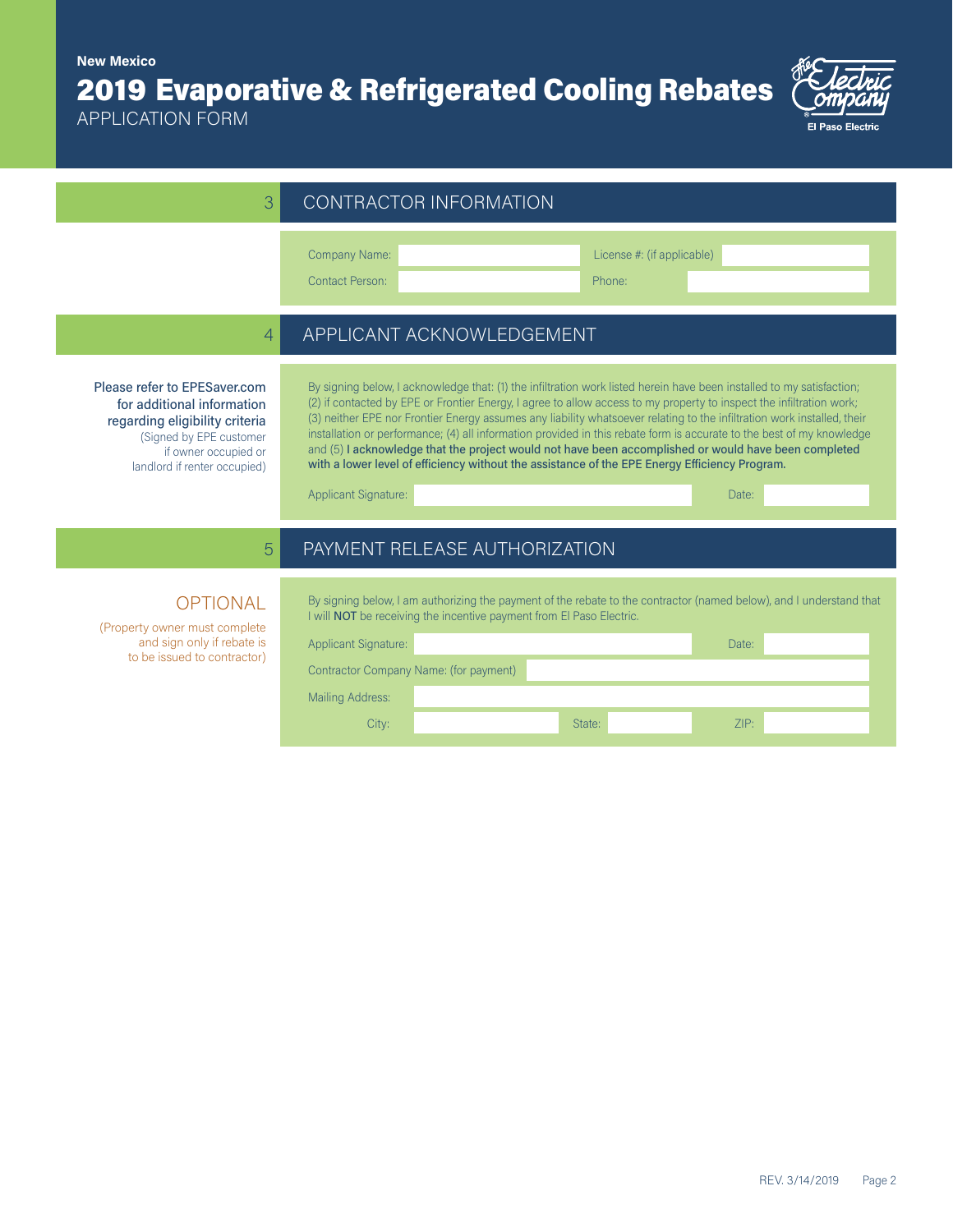New Mexico

# 2019 Evaporative & Refrigerated Cooling Rebates

APPLICATION FORM

El Paso Electric

## 3 CONTRACTOR INFORMATION

Company Name: ______________ License #: (if applicable) ______________

Contact Person: ______________ Phone: ______________

## 4 APPLICANT ACKNOWLEDGEMENT

Please refer to EPESaver.com for additional information regarding eligibility criteria (Signed by EPE customer if owner occupied or landlord if renter occupied)

By signing below, I acknowledge that: (1) the infiltration work listed herein have been installed to my satisfaction; (2) if contacted by EPE or Frontier Energy, I agree to allow access to my property to inspect the infiltration work; (3) neither EPE nor Frontier Energy assumes any liability whatsoever relating to the infiltration work installed, their installation or performance; (4) all information provided in this rebate form is accurate to the best of my knowledge and (5) **I acknowledge that the project would not have been accomplished or would have been completed with a lower level of efficiency without the assistance of the EPE Energy Efficiency Program.**

Applicant Signature: ______________ Date: ______________

## 5 PAYMENT RELEASE AUTHORIZATION

OPTIONAL

(Property owner must complete and sign only if rebate is to be issued to contractor)

By signing below, I am authorizing the payment of the rebate to the contractor (named below), and I understand that I will **NOT** be receiving the incentive payment from El Paso Electric.

Applicant Signature: ______________ Date: ______________

Contractor Company Name: (for payment) ______________

Mailing Address: ______________

City: ______________ State: ______________ ZIP: ______________

REV. 3/14/2019